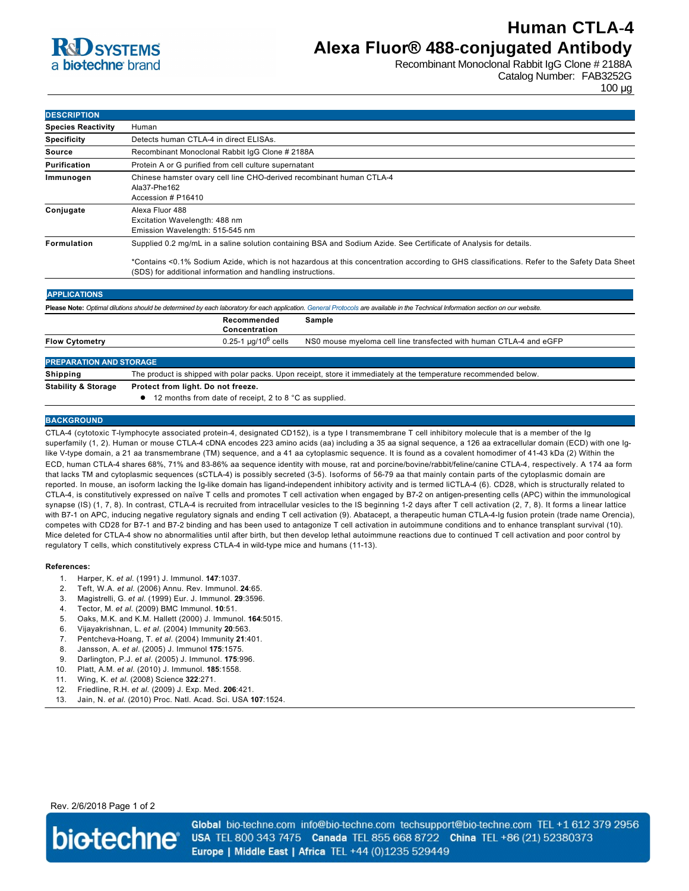# Human CTLA-4 Alexa Fluor® 488-conjugated Antibody

Recombinant Monoclonal Rabbit IgG Clone # 2188A
Catalog Number: FAB3252G
100 µg

## DESCRIPTION

| | |
|---|---|
| **Species Reactivity** | Human |
| **Specificity** | Detects human CTLA-4 in direct ELISAs. |
| **Source** | Recombinant Monoclonal Rabbit IgG Clone # 2188A |
| **Purification** | Protein A or G purified from cell culture supernatant |
| **Immunogen** | Chinese hamster ovary cell line CHO-derived recombinant human CTLA-4<br>Ala37-Phe162<br>Accession # P16410 |
| **Conjugate** | Alexa Fluor 488<br>Excitation Wavelength: 488 nm<br>Emission Wavelength: 515-545 nm |
| **Formulation** | Supplied 0.2 mg/mL in a saline solution containing BSA and Sodium Azide. See Certificate of Analysis for details.<br><br>*Contains <0.1% Sodium Azide, which is not hazardous at this concentration according to GHS classifications. Refer to the Safety Data Sheet (SDS) for additional information and handling instructions. |

## APPLICATIONS

**Please Note:** *Optimal dilutions should be determined by each laboratory for each application. General Protocols are available in the Technical Information section on our website.*

| | Recommended Concentration | Sample |
|---|---|---|
| **Flow Cytometry** | 0.25-1 µg/$10^6$ cells | NS0 mouse myeloma cell line transfected with human CTLA-4 and eGFP |

## PREPARATION AND STORAGE

| | |
|---|---|
| **Shipping** | The product is shipped with polar packs. Upon receipt, store it immediately at the temperature recommended below. |
| **Stability & Storage** | **Protect from light. Do not freeze.**<br>• 12 months from date of receipt, 2 to 8 °C as supplied. |

## BACKGROUND

CTLA-4 (cytotoxic T-lymphocyte associated protein-4, designated CD152), is a type I transmembrane T cell inhibitory molecule that is a member of the Ig superfamily (1, 2). Human or mouse CTLA-4 cDNA encodes 223 amino acids (aa) including a 35 aa signal sequence, a 126 aa extracellular domain (ECD) with one Ig-like V-type domain, a 21 aa transmembrane (TM) sequence, and a 41 aa cytoplasmic sequence. It is found as a covalent homodimer of 41-43 kDa (2) Within the ECD, human CTLA-4 shares 68%, 71% and 83-86% aa sequence identity with mouse, rat and porcine/bovine/rabbit/feline/canine CTLA-4, respectively. A 174 aa form that lacks TM and cytoplasmic sequences (sCTLA-4) is possibly secreted (3-5). Isoforms of 56-79 aa that mainly contain parts of the cytoplasmic domain are reported. In mouse, an isoform lacking the Ig-like domain has ligand-independent inhibitory activity and is termed liCTLA-4 (6). CD28, which is structurally related to CTLA-4, is constitutively expressed on naïve T cells and promotes T cell activation when engaged by B7-2 on antigen-presenting cells (APC) within the immunological synapse (IS) (1, 7, 8). In contrast, CTLA-4 is recruited from intracellular vesicles to the IS beginning 1-2 days after T cell activation (2, 7, 8). It forms a linear lattice with B7-1 on APC, inducing negative regulatory signals and ending T cell activation (9). Abatacept, a therapeutic human CTLA-4-Ig fusion protein (trade name Orencia), competes with CD28 for B7-1 and B7-2 binding and has been used to antagonize T cell activation in autoimmune conditions and to enhance transplant survival (10). Mice deleted for CTLA-4 show no abnormalities until after birth, but then develop lethal autoimmune reactions due to continued T cell activation and poor control by regulatory T cells, which constitutively express CTLA-4 in wild-type mice and humans (11-13).

**References:**

1. Harper, K. *et al.* (1991) J. Immunol. **147**:1037.
2. Teft, W.A. *et al.* (2006) Annu. Rev. Immunol. **24**:65.
3. Magistrelli, G. *et al.* (1999) Eur. J. Immunol. **29**:3596.
4. Tector, M. *et al.* (2009) BMC Immunol. **10**:51.
5. Oaks, M.K. and K.M. Hallett (2000) J. Immunol. **164**:5015.
6. Vijayakrishnan, L. *et al.* (2004) Immunity **20**:563.
7. Pentcheva-Hoang, T. *et al.* (2004) Immunity **21**:401.
8. Jansson, A. *et al.* (2005) J. Immunol **175**:1575.
9. Darlington, P.J. *et al.* (2005) J. Immunol. **175**:996.
10. Platt, A.M. *et al.* (2010) J. Immunol. **185**:1558.
11. Wing, K. *et al.* (2008) Science **322**:271.
12. Friedline, R.H. *et al.* (2009) J. Exp. Med. **206**:421.
13. Jain, N. *et al.* (2010) Proc. Natl. Acad. Sci. USA **107**:1524.

Rev. 2/6/2018

Global bio-techne.com info@bio-techne.com techsupport@bio-techne.com TEL +1 612 379 2956
USA TEL 800 343 7475 Canada TEL 855 668 8722 China TEL +86 (21) 52380373
Europe | Middle East | Africa TEL +44 (0)1235 529449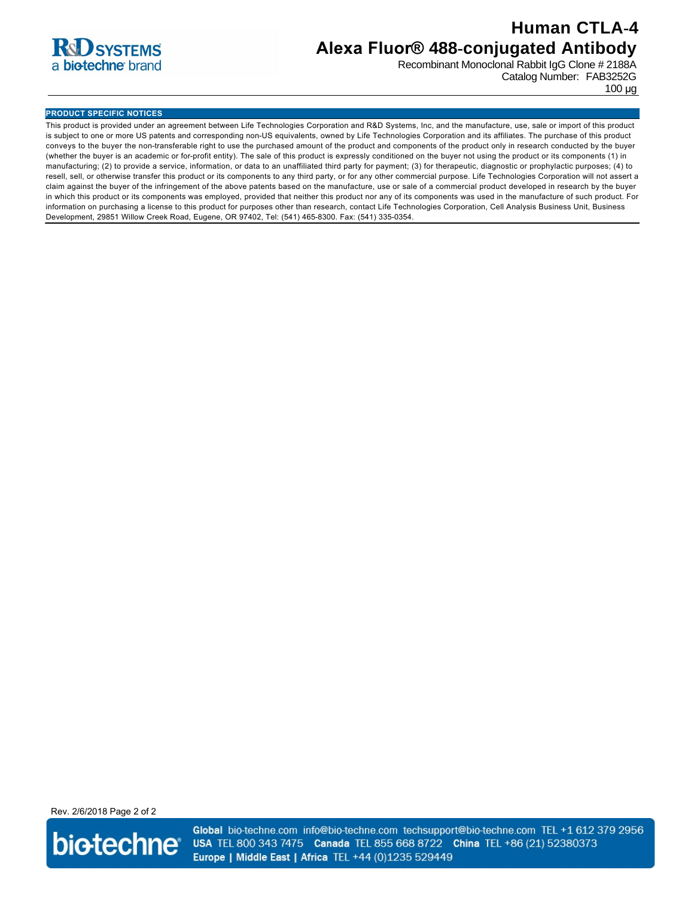**PRODUCT SPECIFIC NOTICES**

This product is provided under an agreement between Life Technologies Corporation and R&D Systems, Inc, and the manufacture, use, sale or import of this product is subject to one or more US patents and corresponding non-US equivalents, owned by Life Technologies Corporation and its affiliates. The purchase of this product conveys to the buyer the non-transferable right to use the purchased amount of the product and components of the product only in research conducted by the buyer (whether the buyer is an academic or for-profit entity). The sale of this product is expressly conditioned on the buyer not using the product or its components (1) in manufacturing; (2) to provide a service, information, or data to an unaffiliated third party for payment; (3) for therapeutic, diagnostic or prophylactic purposes; (4) to resell, sell, or otherwise transfer this product or its components to any third party, or for any other commercial purpose. Life Technologies Corporation will not assert a claim against the buyer of the infringement of the above patents based on the manufacture, use or sale of a commercial product developed in research by the buyer in which this product or its components was employed, provided that neither this product nor any of its components was used in the manufacture of such product. For information on purchasing a license to this product for purposes other than research, contact Life Technologies Corporation, Cell Analysis Business Unit, Business Development, 29851 Willow Creek Road, Eugene, OR 97402, Tel: (541) 465-8300. Fax: (541) 335-0354.